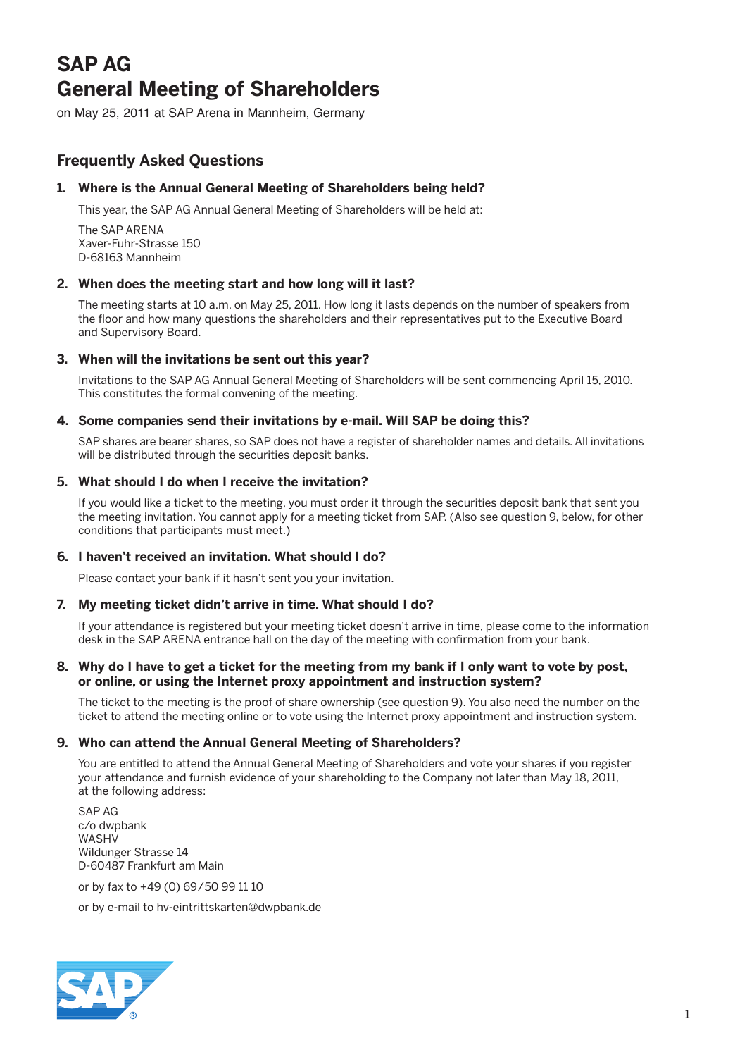# SAP AG
# General Meeting of Shareholders

on May 25, 2011 at SAP Arena in Mannheim, Germany

## Frequently Asked Questions

### 1. Where is the Annual General Meeting of Shareholders being held?

This year, the SAP AG Annual General Meeting of Shareholders will be held at:

The SAP ARENA
Xaver-Fuhr-Strasse 150
D-68163 Mannheim

### 2. When does the meeting start and how long will it last?

The meeting starts at 10 a.m. on May 25, 2011. How long it lasts depends on the number of speakers from the floor and how many questions the shareholders and their representatives put to the Executive Board and Supervisory Board.

### 3. When will the invitations be sent out this year?

Invitations to the SAP AG Annual General Meeting of Shareholders will be sent commencing April 15, 2010. This constitutes the formal convening of the meeting.

### 4. Some companies send their invitations by e-mail. Will SAP be doing this?

SAP shares are bearer shares, so SAP does not have a register of shareholder names and details. All invitations will be distributed through the securities deposit banks.

### 5. What should I do when I receive the invitation?

If you would like a ticket to the meeting, you must order it through the securities deposit bank that sent you the meeting invitation. You cannot apply for a meeting ticket from SAP. (Also see question 9, below, for other conditions that participants must meet.)

### 6. I haven't received an invitation. What should I do?

Please contact your bank if it hasn't sent you your invitation.

### 7. My meeting ticket didn't arrive in time. What should I do?

If your attendance is registered but your meeting ticket doesn't arrive in time, please come to the information desk in the SAP ARENA entrance hall on the day of the meeting with confirmation from your bank.

### 8. Why do I have to get a ticket for the meeting from my bank if I only want to vote by post, or online, or using the Internet proxy appointment and instruction system?

The ticket to the meeting is the proof of share ownership (see question 9). You also need the number on the ticket to attend the meeting online or to vote using the Internet proxy appointment and instruction system.

### 9. Who can attend the Annual General Meeting of Shareholders?

You are entitled to attend the Annual General Meeting of Shareholders and vote your shares if you register your attendance and furnish evidence of your shareholding to the Company not later than May 18, 2011, at the following address:

SAP AG
c/o dwpbank
WASHV
Wildunger Strasse 14
D-60487 Frankfurt am Main

or by fax to +49 (0) 69/50 99 11 10

or by e-mail to hv-eintrittskarten@dwpbank.de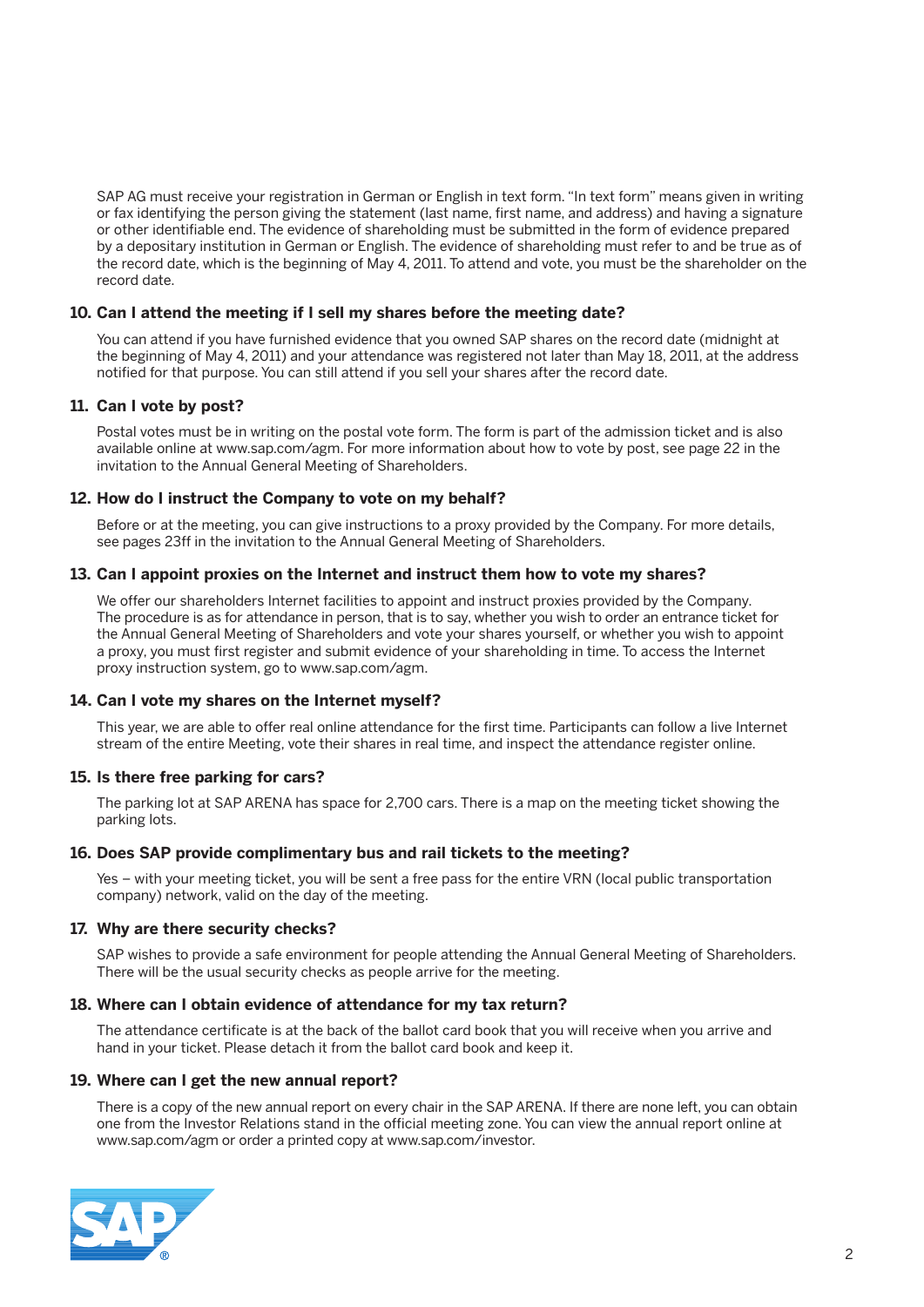SAP AG must receive your registration in German or English in text form. "In text form" means given in writing or fax identifying the person giving the statement (last name, first name, and address) and having a signature or other identifiable end. The evidence of shareholding must be submitted in the form of evidence prepared by a depositary institution in German or English. The evidence of shareholding must refer to and be true as of the record date, which is the beginning of May 4, 2011. To attend and vote, you must be the shareholder on the record date.

### 10. Can I attend the meeting if I sell my shares before the meeting date?

You can attend if you have furnished evidence that you owned SAP shares on the record date (midnight at the beginning of May 4, 2011) and your attendance was registered not later than May 18, 2011, at the address notified for that purpose. You can still attend if you sell your shares after the record date.

### 11. Can I vote by post?

Postal votes must be in writing on the postal vote form. The form is part of the admission ticket and is also available online at www.sap.com/agm. For more information about how to vote by post, see page 22 in the invitation to the Annual General Meeting of Shareholders.

### 12. How do I instruct the Company to vote on my behalf?

Before or at the meeting, you can give instructions to a proxy provided by the Company. For more details, see pages 23ff in the invitation to the Annual General Meeting of Shareholders.

### 13. Can I appoint proxies on the Internet and instruct them how to vote my shares?

We offer our shareholders Internet facilities to appoint and instruct proxies provided by the Company. The procedure is as for attendance in person, that is to say, whether you wish to order an entrance ticket for the Annual General Meeting of Shareholders and vote your shares yourself, or whether you wish to appoint a proxy, you must first register and submit evidence of your shareholding in time. To access the Internet proxy instruction system, go to www.sap.com/agm.

### 14. Can I vote my shares on the Internet myself?

This year, we are able to offer real online attendance for the first time. Participants can follow a live Internet stream of the entire Meeting, vote their shares in real time, and inspect the attendance register online.

### 15. Is there free parking for cars?

The parking lot at SAP ARENA has space for 2,700 cars. There is a map on the meeting ticket showing the parking lots.

### 16. Does SAP provide complimentary bus and rail tickets to the meeting?

Yes – with your meeting ticket, you will be sent a free pass for the entire VRN (local public transportation company) network, valid on the day of the meeting.

### 17. Why are there security checks?

SAP wishes to provide a safe environment for people attending the Annual General Meeting of Shareholders. There will be the usual security checks as people arrive for the meeting.

### 18. Where can I obtain evidence of attendance for my tax return?

The attendance certificate is at the back of the ballot card book that you will receive when you arrive and hand in your ticket. Please detach it from the ballot card book and keep it.

### 19. Where can I get the new annual report?

There is a copy of the new annual report on every chair in the SAP ARENA. If there are none left, you can obtain one from the Investor Relations stand in the official meeting zone. You can view the annual report online at www.sap.com/agm or order a printed copy at www.sap.com/investor.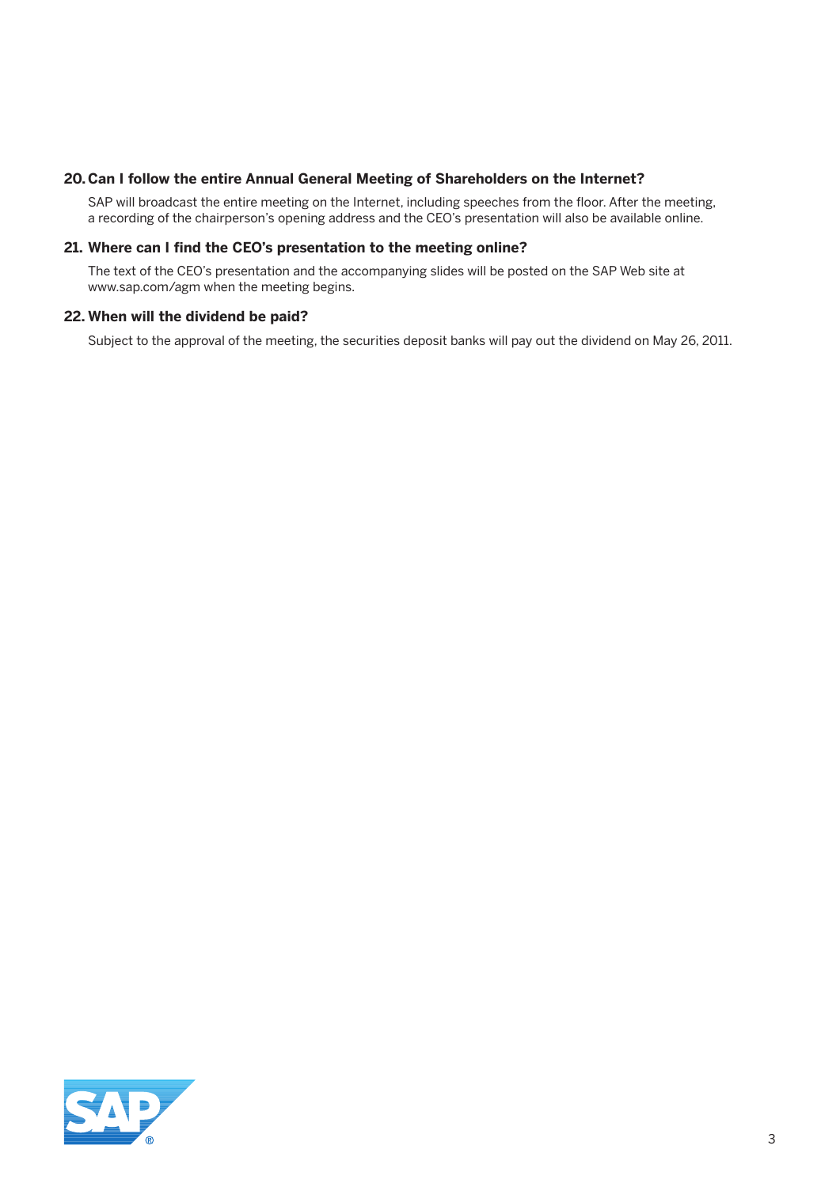**20. Can I follow the entire Annual General Meeting of Shareholders on the Internet?**

SAP will broadcast the entire meeting on the Internet, including speeches from the floor. After the meeting, a recording of the chairperson's opening address and the CEO's presentation will also be available online.

**21. Where can I find the CEO's presentation to the meeting online?**

The text of the CEO's presentation and the accompanying slides will be posted on the SAP Web site at www.sap.com/agm when the meeting begins.

**22. When will the dividend be paid?**

Subject to the approval of the meeting, the securities deposit banks will pay out the dividend on May 26, 2011.